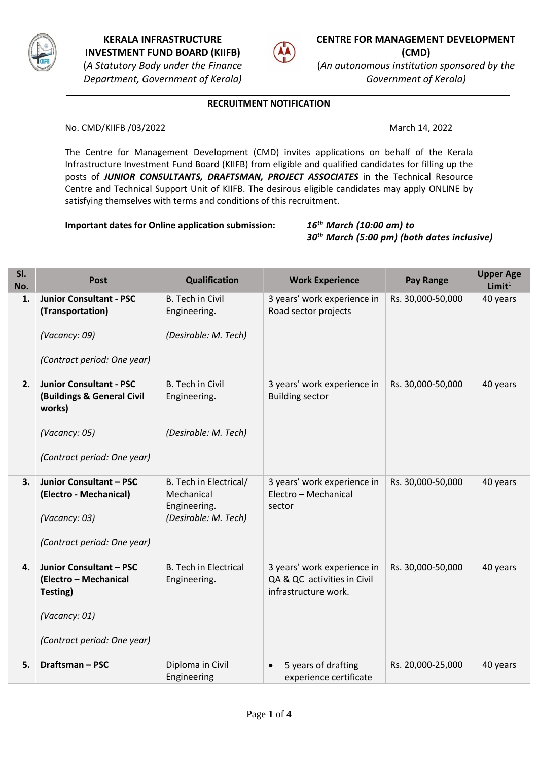**KERALA INFRASTRUCTURE INVESTMENT FUND BOARD (KIIFB)**
(*A Statutory Body under the Finance Department, Government of Kerala)*

**CENTRE FOR MANAGEMENT DEVELOPMENT (CMD)**
(*An autonomous institution sponsored by the Government of Kerala)*

## RECRUITMENT NOTIFICATION

No. CMD/KIIFB /03/2022 March 14, 2022

The Centre for Management Development (CMD) invites applications on behalf of the Kerala Infrastructure Investment Fund Board (KIIFB) from eligible and qualified candidates for filling up the posts of ***JUNIOR CONSULTANTS, DRAFTSMAN, PROJECT ASSOCIATES*** in the Technical Resource Centre and Technical Support Unit of KIIFB. The desirous eligible candidates may apply ONLINE by satisfying themselves with terms and conditions of this recruitment.

**Important dates for Online application submission:** ***16th March (10:00 am) to 30th March (5:00 pm) (both dates inclusive)***

| Sl. No. | Post | Qualification | Work Experience | Pay Range | Upper Age Limit[1] |
|---|---|---|---|---|---|
| **1.** | **Junior Consultant - PSC (Transportation)** <br> *(Vacancy: 09)* <br> *(Contract period: One year)* | B. Tech in Civil Engineering. <br> *(Desirable: M. Tech)* | 3 years' work experience in Road sector projects | Rs. 30,000-50,000 | 40 years |
| **2.** | **Junior Consultant - PSC (Buildings & General Civil works)** <br> *(Vacancy: 05)* <br> *(Contract period: One year)* | B. Tech in Civil Engineering. <br> *(Desirable: M. Tech)* | 3 years' work experience in Building sector | Rs. 30,000-50,000 | 40 years |
| **3.** | **Junior Consultant – PSC (Electro - Mechanical)** <br> *(Vacancy: 03)* <br> *(Contract period: One year)* | B. Tech in Electrical/ Mechanical Engineering. <br> *(Desirable: M. Tech)* | 3 years' work experience in Electro – Mechanical sector | Rs. 30,000-50,000 | 40 years |
| **4.** | **Junior Consultant – PSC (Electro – Mechanical Testing)** <br> *(Vacancy: 01)* <br> *(Contract period: One year)* | B. Tech in Electrical Engineering. | 3 years' work experience in QA & QC activities in Civil infrastructure work. | Rs. 30,000-50,000 | 40 years |
| **5.** | **Draftsman – PSC** | Diploma in Civil Engineering | • 5 years of drafting experience certificate | Rs. 20,000-25,000 | 40 years |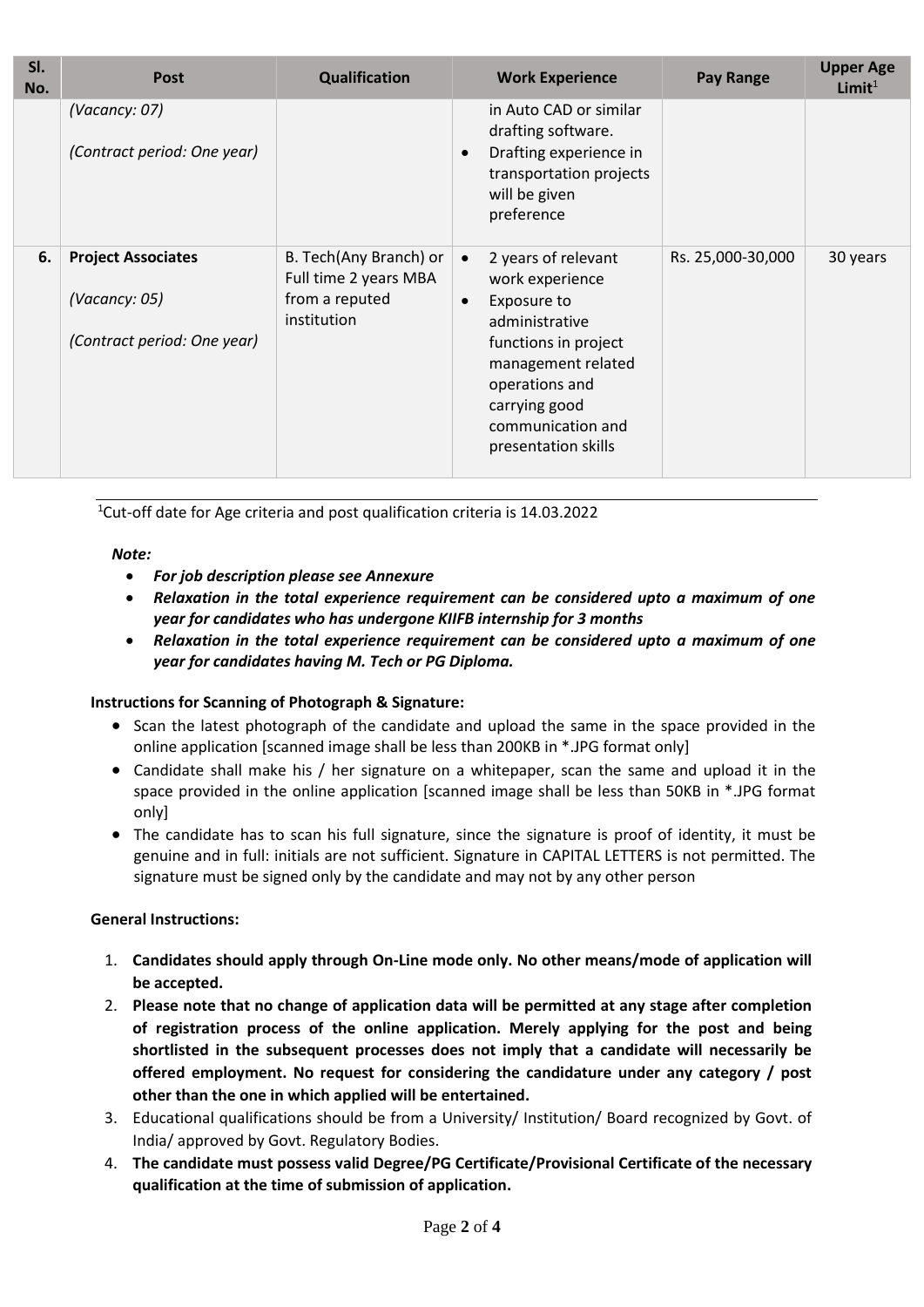| Sl. No. | Post | Qualification | Work Experience | Pay Range | Upper Age Limit[1] |
|---|---|---|---|---|---|
| | *(Vacancy: 07)*<br><br>*(Contract period: One year)* | | in Auto CAD or similar drafting software.<br>• Drafting experience in transportation projects will be given preference | | |
| **6.** | **Project Associates**<br><br>*(Vacancy: 05)*<br><br>*(Contract period: One year)* | B. Tech(Any Branch) or Full time 2 years MBA from a reputed institution | • 2 years of relevant work experience<br>• Exposure to administrative functions in project management related operations and carrying good communication and presentation skills | Rs. 25,000-30,000 | 30 years |

[1]Cut-off date for Age criteria and post qualification criteria is 14.03.2022

***Note:***

- ***For job description please see Annexure***
- ***Relaxation in the total experience requirement can be considered upto a maximum of one year for candidates who has undergone KIIFB internship for 3 months***
- ***Relaxation in the total experience requirement can be considered upto a maximum of one year for candidates having M. Tech or PG Diploma.***

**Instructions for Scanning of Photograph & Signature:**

- Scan the latest photograph of the candidate and upload the same in the space provided in the online application [scanned image shall be less than 200KB in *.JPG format only]
- Candidate shall make his / her signature on a whitepaper, scan the same and upload it in the space provided in the online application [scanned image shall be less than 50KB in *.JPG format only]
- The candidate has to scan his full signature, since the signature is proof of identity, it must be genuine and in full: initials are not sufficient. Signature in CAPITAL LETTERS is not permitted. The signature must be signed only by the candidate and may not by any other person

**General Instructions:**

1. **Candidates should apply through On-Line mode only. No other means/mode of application will be accepted.**
2. **Please note that no change of application data will be permitted at any stage after completion of registration process of the online application. Merely applying for the post and being shortlisted in the subsequent processes does not imply that a candidate will necessarily be offered employment. No request for considering the candidature under any category / post other than the one in which applied will be entertained.**
3. Educational qualifications should be from a University/ Institution/ Board recognized by Govt. of India/ approved by Govt. Regulatory Bodies.
4. **The candidate must possess valid Degree/PG Certificate/Provisional Certificate of the necessary qualification at the time of submission of application.**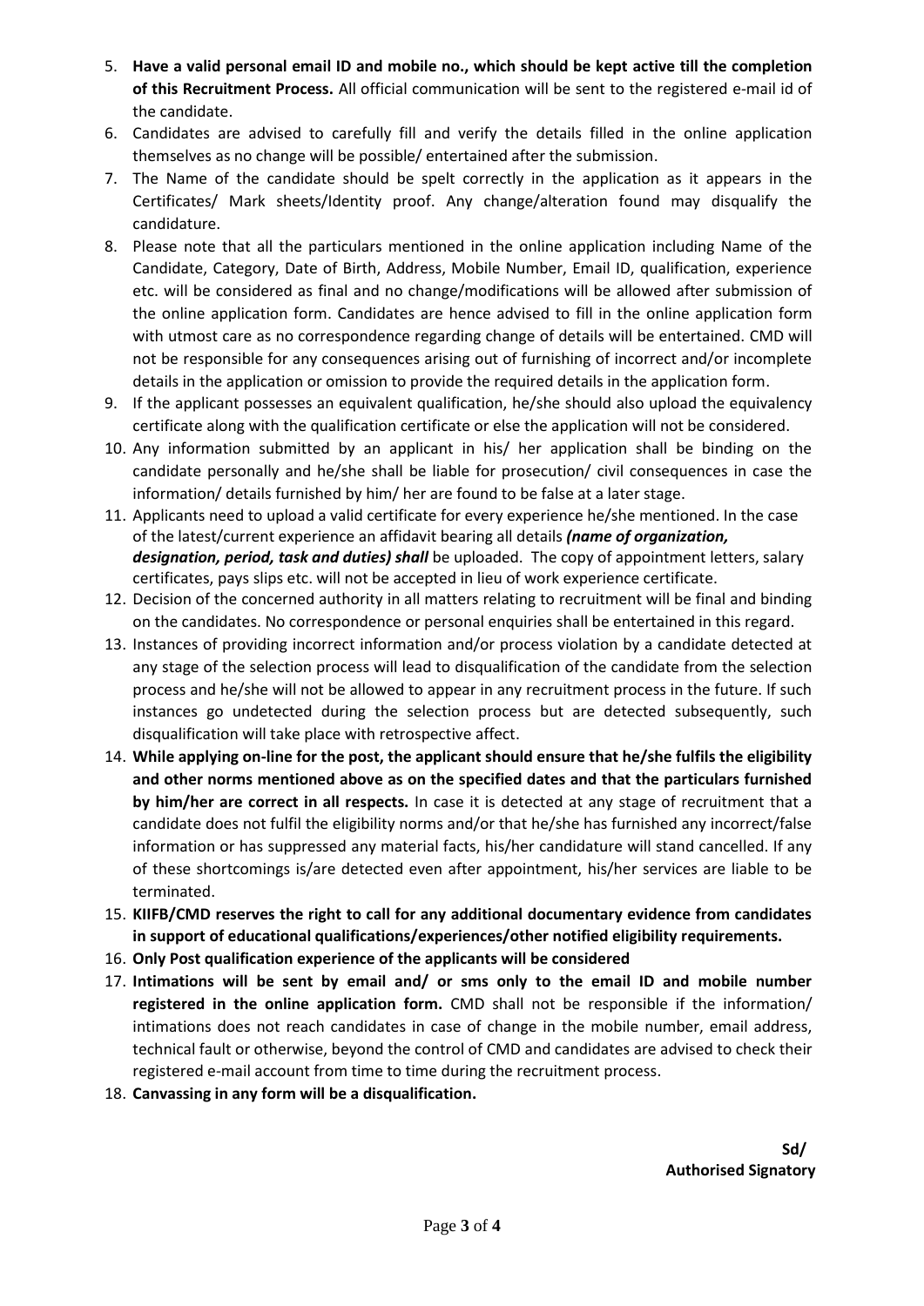5. **Have a valid personal email ID and mobile no., which should be kept active till the completion of this Recruitment Process.** All official communication will be sent to the registered e-mail id of the candidate.
6. Candidates are advised to carefully fill and verify the details filled in the online application themselves as no change will be possible/ entertained after the submission.
7. The Name of the candidate should be spelt correctly in the application as it appears in the Certificates/ Mark sheets/Identity proof. Any change/alteration found may disqualify the candidature.
8. Please note that all the particulars mentioned in the online application including Name of the Candidate, Category, Date of Birth, Address, Mobile Number, Email ID, qualification, experience etc. will be considered as final and no change/modifications will be allowed after submission of the online application form. Candidates are hence advised to fill in the online application form with utmost care as no correspondence regarding change of details will be entertained. CMD will not be responsible for any consequences arising out of furnishing of incorrect and/or incomplete details in the application or omission to provide the required details in the application form.
9. If the applicant possesses an equivalent qualification, he/she should also upload the equivalency certificate along with the qualification certificate or else the application will not be considered.
10. Any information submitted by an applicant in his/ her application shall be binding on the candidate personally and he/she shall be liable for prosecution/ civil consequences in case the information/ details furnished by him/ her are found to be false at a later stage.
11. Applicants need to upload a valid certificate for every experience he/she mentioned. In the case of the latest/current experience an affidavit bearing all details ***(name of organization, designation, period, task and duties) shall*** be uploaded. The copy of appointment letters, salary certificates, pays slips etc. will not be accepted in lieu of work experience certificate.
12. Decision of the concerned authority in all matters relating to recruitment will be final and binding on the candidates. No correspondence or personal enquiries shall be entertained in this regard.
13. Instances of providing incorrect information and/or process violation by a candidate detected at any stage of the selection process will lead to disqualification of the candidate from the selection process and he/she will not be allowed to appear in any recruitment process in the future. If such instances go undetected during the selection process but are detected subsequently, such disqualification will take place with retrospective affect.
14. **While applying on-line for the post, the applicant should ensure that he/she fulfils the eligibility and other norms mentioned above as on the specified dates and that the particulars furnished by him/her are correct in all respects.** In case it is detected at any stage of recruitment that a candidate does not fulfil the eligibility norms and/or that he/she has furnished any incorrect/false information or has suppressed any material facts, his/her candidature will stand cancelled. If any of these shortcomings is/are detected even after appointment, his/her services are liable to be terminated.
15. **KIIFB/CMD reserves the right to call for any additional documentary evidence from candidates in support of educational qualifications/experiences/other notified eligibility requirements.**
16. **Only Post qualification experience of the applicants will be considered**
17. **Intimations will be sent by email and/ or sms only to the email ID and mobile number registered in the online application form.** CMD shall not be responsible if the information/ intimations does not reach candidates in case of change in the mobile number, email address, technical fault or otherwise, beyond the control of CMD and candidates are advised to check their registered e-mail account from time to time during the recruitment process.
18. **Canvassing in any form will be a disqualification.**

**Sd/**
**Authorised Signatory**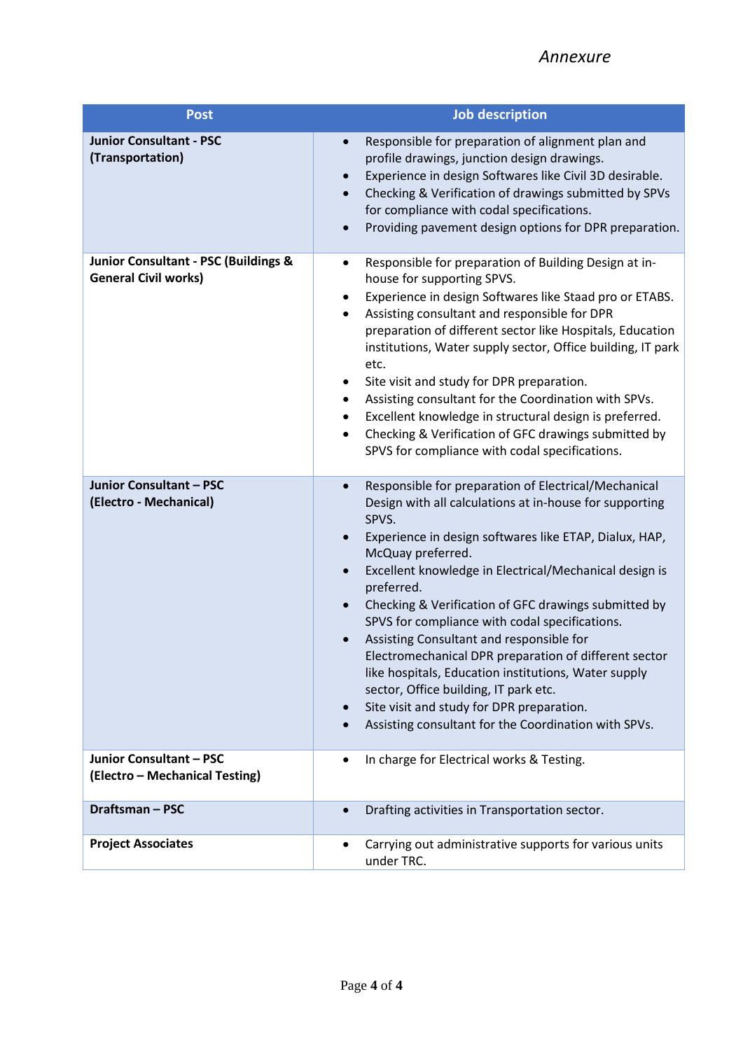*Annexure*

| Post | Job description |
|---|---|
| **Junior Consultant - PSC (Transportation)** | • Responsible for preparation of alignment plan and profile drawings, junction design drawings.<br>• Experience in design Softwares like Civil 3D desirable.<br>• Checking & Verification of drawings submitted by SPVs for compliance with codal specifications.<br>• Providing pavement design options for DPR preparation. |
| **Junior Consultant - PSC (Buildings & General Civil works)** | • Responsible for preparation of Building Design at in-house for supporting SPVS.<br>• Experience in design Softwares like Staad pro or ETABS.<br>• Assisting consultant and responsible for DPR preparation of different sector like Hospitals, Education institutions, Water supply sector, Office building, IT park etc.<br>• Site visit and study for DPR preparation.<br>• Assisting consultant for the Coordination with SPVs.<br>• Excellent knowledge in structural design is preferred.<br>• Checking & Verification of GFC drawings submitted by SPVS for compliance with codal specifications. |
| **Junior Consultant – PSC (Electro - Mechanical)** | • Responsible for preparation of Electrical/Mechanical Design with all calculations at in-house for supporting SPVS.<br>• Experience in design softwares like ETAP, Dialux, HAP, McQuay preferred.<br>• Excellent knowledge in Electrical/Mechanical design is preferred.<br>• Checking & Verification of GFC drawings submitted by SPVS for compliance with codal specifications.<br>• Assisting Consultant and responsible for Electromechanical DPR preparation of different sector like hospitals, Education institutions, Water supply sector, Office building, IT park etc.<br>• Site visit and study for DPR preparation.<br>• Assisting consultant for the Coordination with SPVs. |
| **Junior Consultant – PSC (Electro – Mechanical Testing)** | • In charge for Electrical works & Testing. |
| **Draftsman – PSC** | • Drafting activities in Transportation sector. |
| **Project Associates** | • Carrying out administrative supports for various units under TRC. |